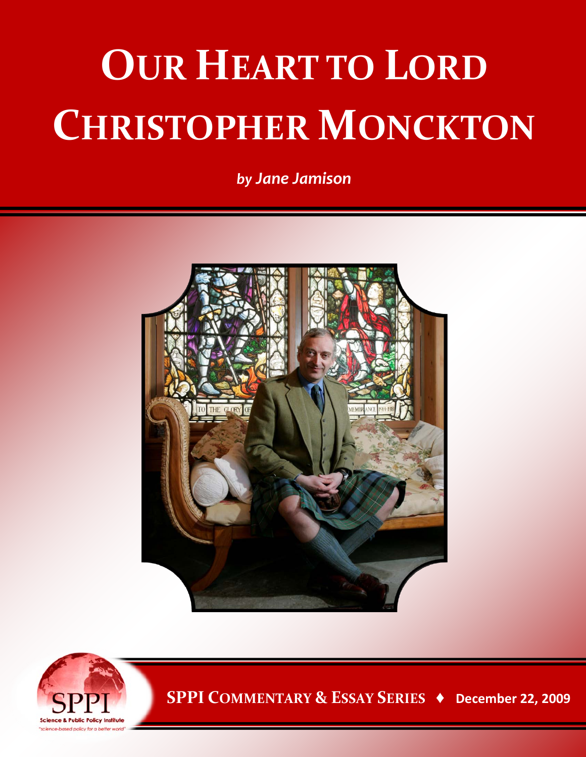# Our Heart to Lord Christopher Monckton

***by Jane Jamison***

SPPI Commentary & Essay Series ♦ December 22, 2009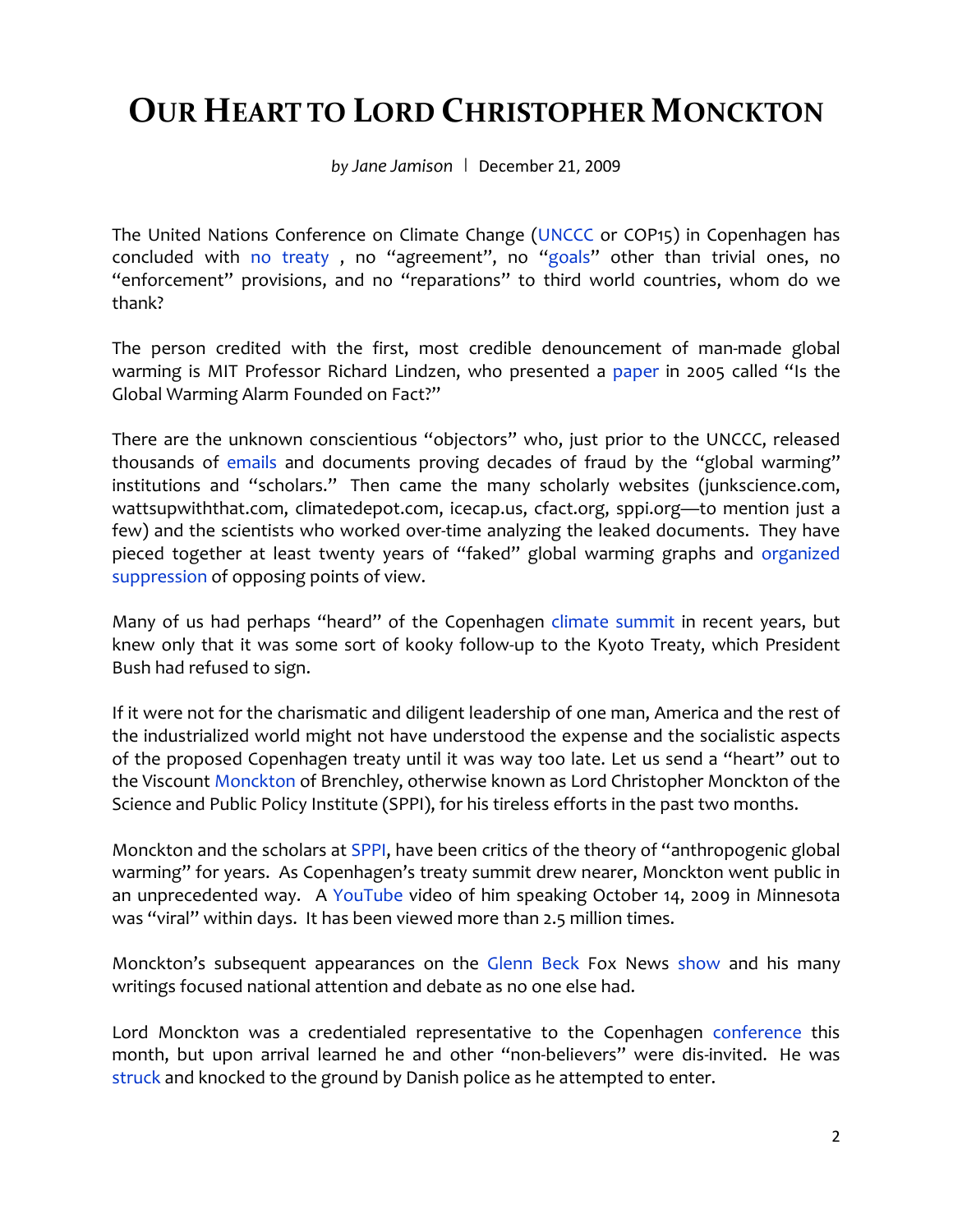# OUR HEART TO LORD CHRISTOPHER MONCKTON

*by Jane Jamison* | December 21, 2009

The United Nations Conference on Climate Change (UNCCC or COP15) in Copenhagen has concluded with no treaty , no "agreement", no "goals" other than trivial ones, no "enforcement" provisions, and no "reparations" to third world countries, whom do we thank?

The person credited with the first, most credible denouncement of man-made global warming is MIT Professor Richard Lindzen, who presented a paper in 2005 called "Is the Global Warming Alarm Founded on Fact?"

There are the unknown conscientious "objectors" who, just prior to the UNCCC, released thousands of emails and documents proving decades of fraud by the "global warming" institutions and "scholars." Then came the many scholarly websites (junkscience.com, wattsupwiththat.com, climatedepot.com, icecap.us, cfact.org, sppi.org—to mention just a few) and the scientists who worked over-time analyzing the leaked documents. They have pieced together at least twenty years of "faked" global warming graphs and organized suppression of opposing points of view.

Many of us had perhaps "heard" of the Copenhagen climate summit in recent years, but knew only that it was some sort of kooky follow-up to the Kyoto Treaty, which President Bush had refused to sign.

If it were not for the charismatic and diligent leadership of one man, America and the rest of the industrialized world might not have understood the expense and the socialistic aspects of the proposed Copenhagen treaty until it was way too late. Let us send a "heart" out to the Viscount Monckton of Brenchley, otherwise known as Lord Christopher Monckton of the Science and Public Policy Institute (SPPI), for his tireless efforts in the past two months.

Monckton and the scholars at SPPI, have been critics of the theory of "anthropogenic global warming" for years. As Copenhagen's treaty summit drew nearer, Monckton went public in an unprecedented way. A YouTube video of him speaking October 14, 2009 in Minnesota was "viral" within days. It has been viewed more than 2.5 million times.

Monckton's subsequent appearances on the Glenn Beck Fox News show and his many writings focused national attention and debate as no one else had.

Lord Monckton was a credentialed representative to the Copenhagen conference this month, but upon arrival learned he and other "non-believers" were dis-invited. He was struck and knocked to the ground by Danish police as he attempted to enter.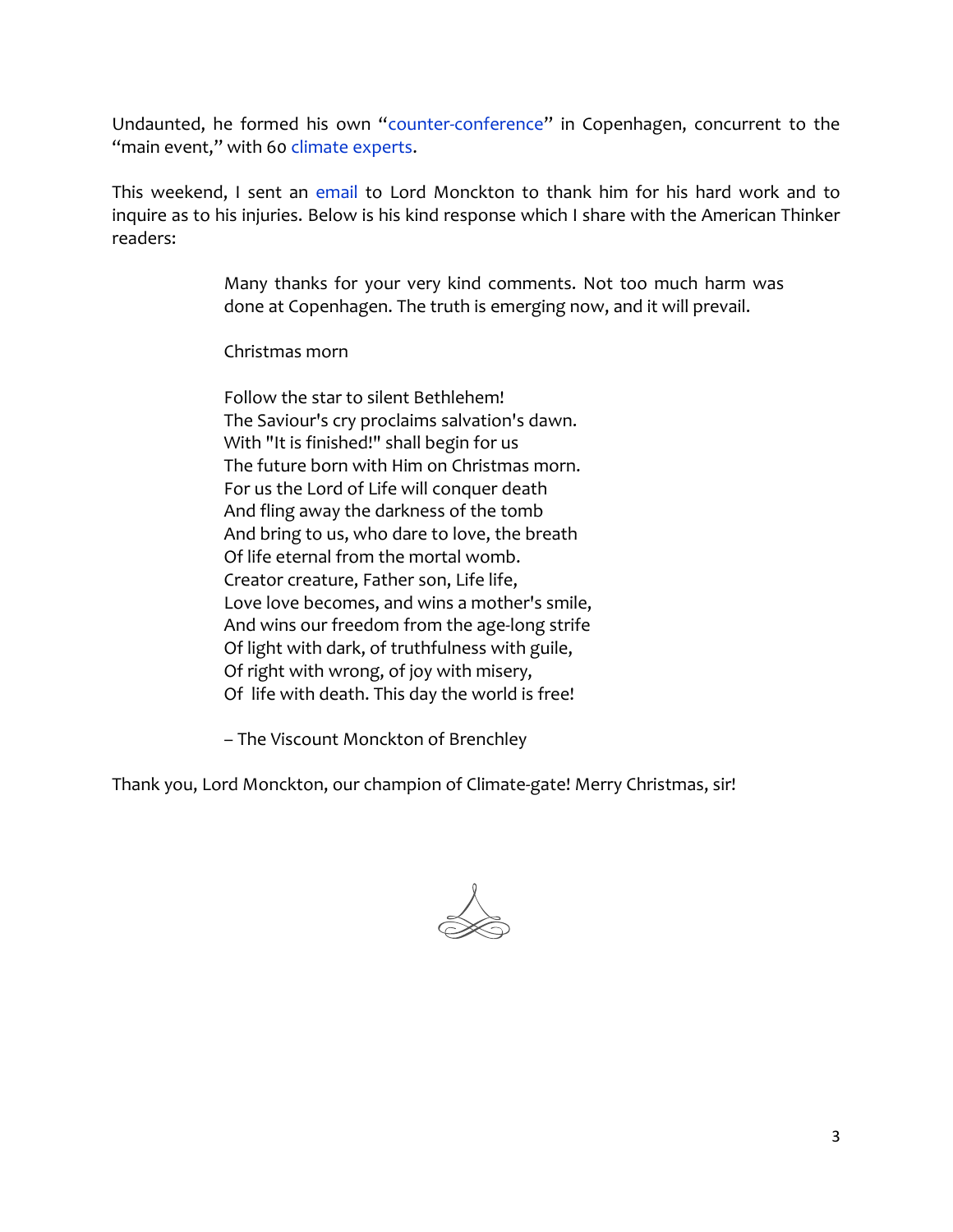Undaunted, he formed his own "counter-conference" in Copenhagen, concurrent to the "main event," with 60 climate experts.

This weekend, I sent an email to Lord Monckton to thank him for his hard work and to inquire as to his injuries. Below is his kind response which I share with the American Thinker readers:

> Many thanks for your very kind comments. Not too much harm was done at Copenhagen. The truth is emerging now, and it will prevail.
>
> Christmas morn
>
> Follow the star to silent Bethlehem!  
> The Saviour's cry proclaims salvation's dawn.  
> With "It is finished!" shall begin for us  
> The future born with Him on Christmas morn.  
> For us the Lord of Life will conquer death  
> And fling away the darkness of the tomb  
> And bring to us, who dare to love, the breath  
> Of life eternal from the mortal womb.  
> Creator creature, Father son, Life life,  
> Love love becomes, and wins a mother's smile,  
> And wins our freedom from the age-long strife  
> Of light with dark, of truthfulness with guile,  
> Of right with wrong, of joy with misery,  
> Of life with death. This day the world is free!
>
> – The Viscount Monckton of Brenchley

Thank you, Lord Monckton, our champion of Climate-gate! Merry Christmas, sir!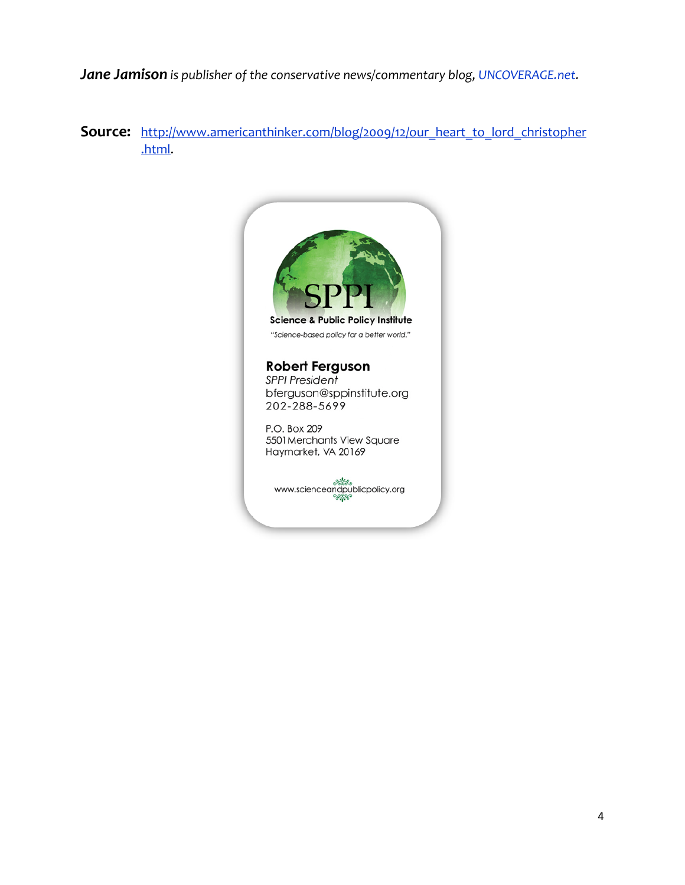***Jane Jamison** is publisher of the conservative news/commentary blog, UNCOVERAGE.net.*

**Source:** http://www.americanthinker.com/blog/2009/12/our_heart_to_lord_christopher.html.

SPPI

**Science & Public Policy Institute**

*"Science-based policy for a better world."*

**Robert Ferguson**
*SPPI President*
bferguson@sppinstitute.org
202-288-5699

P.O. Box 209
5501 Merchants View Square
Haymarket, VA 20169

www.scienceandpublicpolicy.org